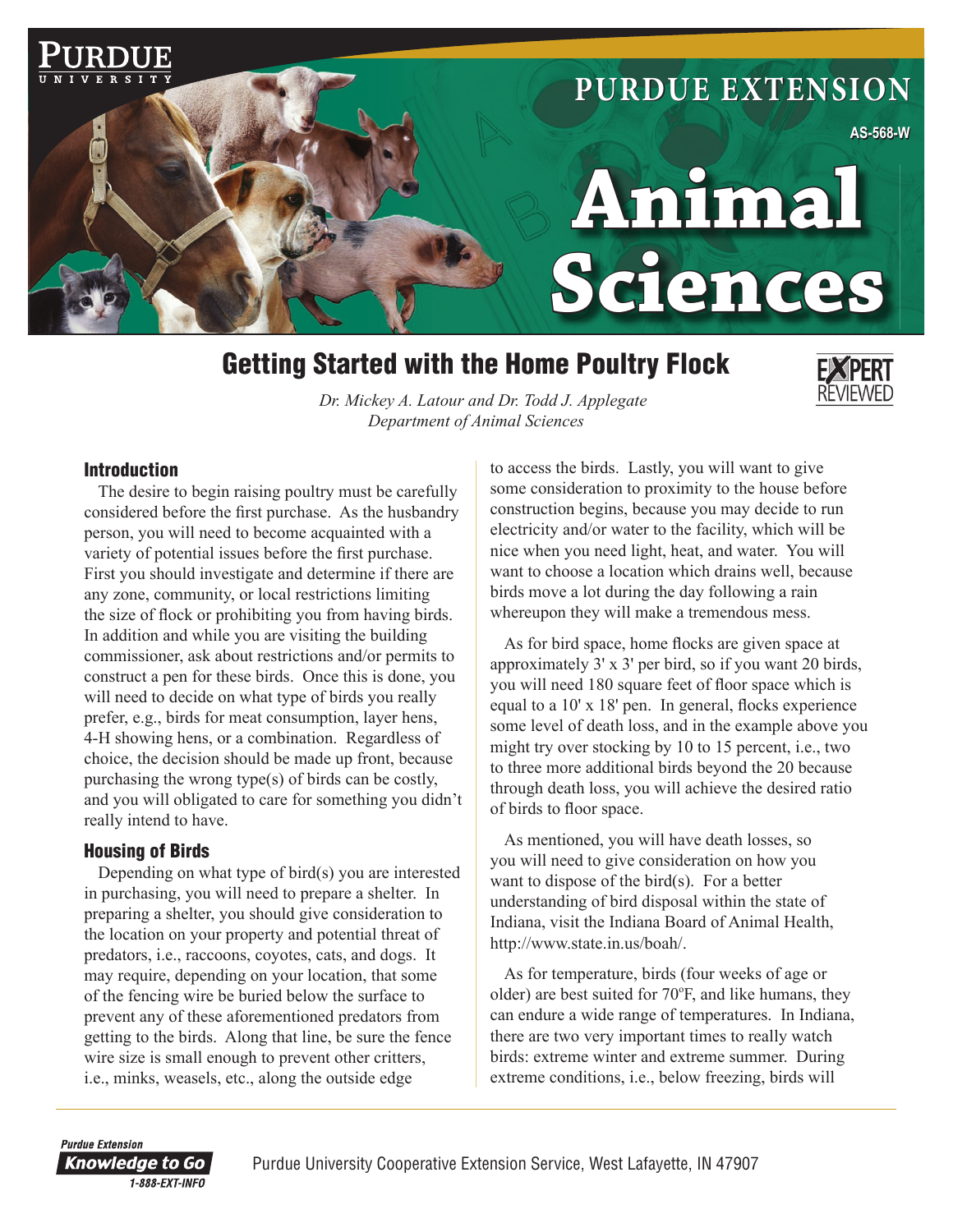PURDUE EXTENSION

AS-568-W

# Animal Sciences

## Getting Started with the Home Poultry Flock

*Dr. Mickey A. Latour and Dr. Todd J. Applegate*
*Department of Animal Sciences*

### Introduction

The desire to begin raising poultry must be carefully considered before the first purchase. As the husbandry person, you will need to become acquainted with a variety of potential issues before the first purchase. First you should investigate and determine if there are any zone, community, or local restrictions limiting the size of flock or prohibiting you from having birds. In addition and while you are visiting the building commissioner, ask about restrictions and/or permits to construct a pen for these birds. Once this is done, you will need to decide on what type of birds you really prefer, e.g., birds for meat consumption, layer hens, 4-H showing hens, or a combination. Regardless of choice, the decision should be made up front, because purchasing the wrong type(s) of birds can be costly, and you will obligated to care for something you didn't really intend to have.

### Housing of Birds

Depending on what type of bird(s) you are interested in purchasing, you will need to prepare a shelter. In preparing a shelter, you should give consideration to the location on your property and potential threat of predators, i.e., raccoons, coyotes, cats, and dogs. It may require, depending on your location, that some of the fencing wire be buried below the surface to prevent any of these aforementioned predators from getting to the birds. Along that line, be sure the fence wire size is small enough to prevent other critters, i.e., minks, weasels, etc., along the outside edge to access the birds. Lastly, you will want to give some consideration to proximity to the house before construction begins, because you may decide to run electricity and/or water to the facility, which will be nice when you need light, heat, and water. You will want to choose a location which drains well, because birds move a lot during the day following a rain whereupon they will make a tremendous mess.

As for bird space, home flocks are given space at approximately 3' x 3' per bird, so if you want 20 birds, you will need 180 square feet of floor space which is equal to a 10' x 18' pen. In general, flocks experience some level of death loss, and in the example above you might try over stocking by 10 to 15 percent, i.e., two to three more additional birds beyond the 20 because through death loss, you will achieve the desired ratio of birds to floor space.

As mentioned, you will have death losses, so you will need to give consideration on how you want to dispose of the bird(s). For a better understanding of bird disposal within the state of Indiana, visit the Indiana Board of Animal Health, http://www.state.in.us/boah/.

As for temperature, birds (four weeks of age or older) are best suited for 70ºF, and like humans, they can endure a wide range of temperatures. In Indiana, there are two very important times to really watch birds: extreme winter and extreme summer. During extreme conditions, i.e., below freezing, birds will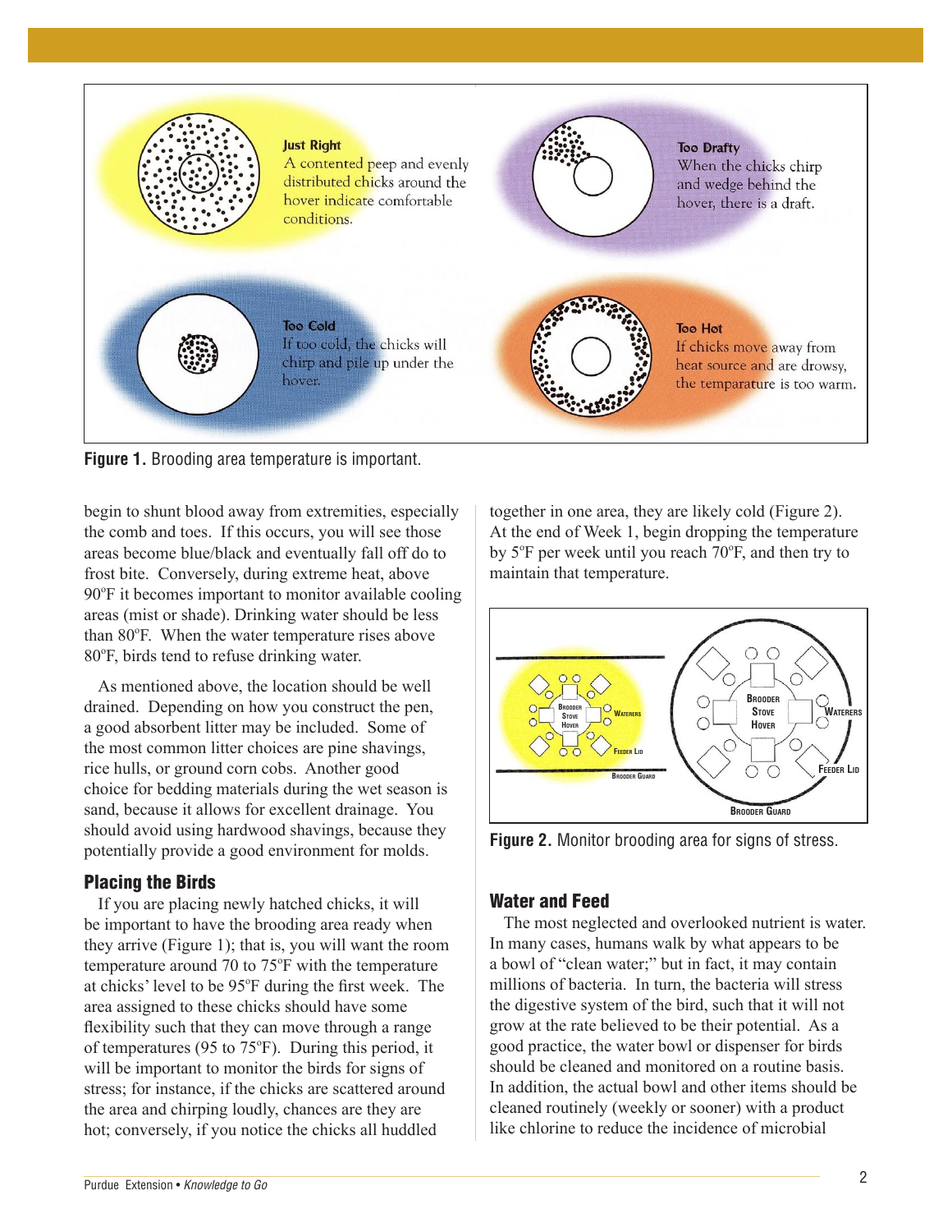**Just Right**
A contented peep and evenly distributed chicks around the hover indicate comfortable conditions.

**Too Drafty**
When the chicks chirp and wedge behind the hover, there is a draft.

**Too Cold**
If too cold, the chicks will chirp and pile up under the hover.

**Too Hot**
If chicks move away from heat source and are drowsy, the temparature is too warm.

**Figure 1.** Brooding area temperature is important.

begin to shunt blood away from extremities, especially the comb and toes. If this occurs, you will see those areas become blue/black and eventually fall off do to frost bite. Conversely, during extreme heat, above 90ºF it becomes important to monitor available cooling areas (mist or shade). Drinking water should be less than 80ºF. When the water temperature rises above 80ºF, birds tend to refuse drinking water.

As mentioned above, the location should be well drained. Depending on how you construct the pen, a good absorbent litter may be included. Some of the most common litter choices are pine shavings, rice hulls, or ground corn cobs. Another good choice for bedding materials during the wet season is sand, because it allows for excellent drainage. You should avoid using hardwood shavings, because they potentially provide a good environment for molds.

## Placing the Birds

If you are placing newly hatched chicks, it will be important to have the brooding area ready when they arrive (Figure 1); that is, you will want the room temperature around 70 to 75ºF with the temperature at chicks' level to be 95ºF during the first week. The area assigned to these chicks should have some flexibility such that they can move through a range of temperatures (95 to 75ºF). During this period, it will be important to monitor the birds for signs of stress; for instance, if the chicks are scattered around the area and chirping loudly, chances are they are hot; conversely, if you notice the chicks all huddled together in one area, they are likely cold (Figure 2). At the end of Week 1, begin dropping the temperature by 5ºF per week until you reach 70ºF, and then try to maintain that temperature.

Brooder Stove Hover — Waterers — Feeder Lid — Brooder Guard

**Figure 2.** Monitor brooding area for signs of stress.

## Water and Feed

The most neglected and overlooked nutrient is water. In many cases, humans walk by what appears to be a bowl of "clean water;" but in fact, it may contain millions of bacteria. In turn, the bacteria will stress the digestive system of the bird, such that it will not grow at the rate believed to be their potential. As a good practice, the water bowl or dispenser for birds should be cleaned and monitored on a routine basis. In addition, the actual bowl and other items should be cleaned routinely (weekly or sooner) with a product like chlorine to reduce the incidence of microbial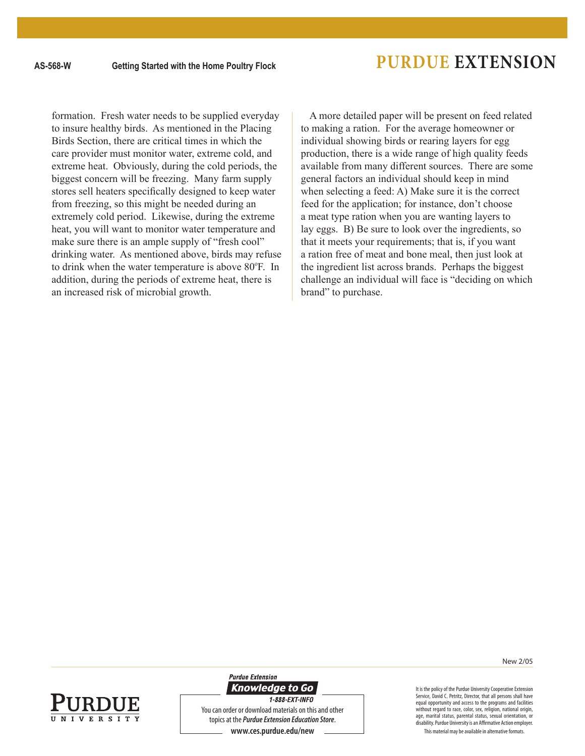formation. Fresh water needs to be supplied everyday to insure healthy birds. As mentioned in the Placing Birds Section, there are critical times in which the care provider must monitor water, extreme cold, and extreme heat. Obviously, during the cold periods, the biggest concern will be freezing. Many farm supply stores sell heaters specifically designed to keep water from freezing, so this might be needed during an extremely cold period. Likewise, during the extreme heat, you will want to monitor water temperature and make sure there is an ample supply of "fresh cool" drinking water. As mentioned above, birds may refuse to drink when the water temperature is above 80°F. In addition, during the periods of extreme heat, there is an increased risk of microbial growth.

A more detailed paper will be present on feed related to making a ration. For the average homeowner or individual showing birds or rearing layers for egg production, there is a wide range of high quality feeds available from many different sources. There are some general factors an individual should keep in mind when selecting a feed: A) Make sure it is the correct feed for the application; for instance, don't choose a meat type ration when you are wanting layers to lay eggs. B) Be sure to look over the ingredients, so that it meets your requirements; that is, if you want a ration free of meat and bone meal, then just look at the ingredient list across brands. Perhaps the biggest challenge an individual will face is "deciding on which brand" to purchase.

New 2/05

Purdue University

Purdue Extension
**Knowledge to Go**
1-888-EXT-INFO

You can order or download materials on this and other topics at the *Purdue Extension Education Store*.
**www.ces.purdue.edu/new**

It is the policy of the Purdue University Cooperative Extension Service, David C. Petritz, Director, that all persons shall have equal opportunity and access to the programs and facilities without regard to race, color, sex, religion, national origin, age, marital status, parental status, sexual orientation, or disability. Purdue University is an Affirmative Action employer.
This material may be available in alternative formats.